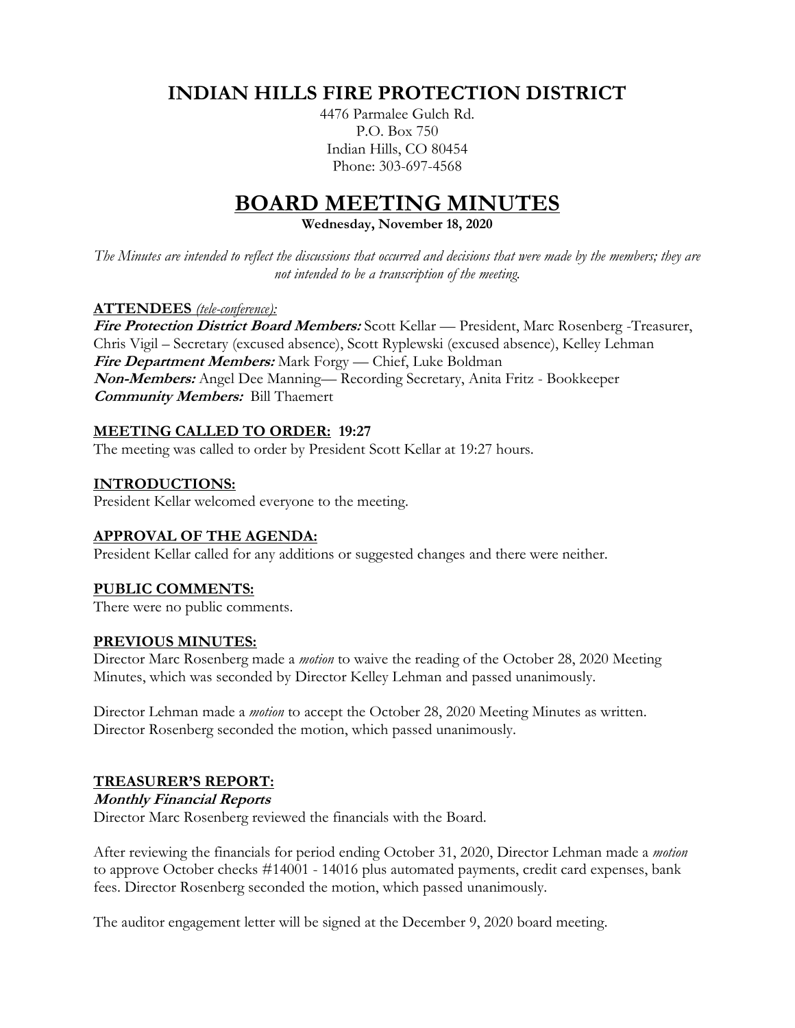# INDIAN HILLS FIRE PROTECTION DISTRICT

4476 Parmalee Gulch Rd.
P.O. Box 750
Indian Hills, CO 80454
Phone: 303-697-4568

# BOARD MEETING MINUTES

**Wednesday, November 18, 2020**

*The Minutes are intended to reflect the discussions that occurred and decisions that were made by the members; they are not intended to be a transcription of the meeting.*

## ATTENDEES *(tele-conference):*

***Fire Protection District Board Members:*** Scott Kellar — President, Marc Rosenberg -Treasurer, Chris Vigil – Secretary (excused absence), Scott Ryplewski (excused absence), Kelley Lehman
***Fire Department Members:*** Mark Forgy — Chief, Luke Boldman
***Non-Members:*** Angel Dee Manning— Recording Secretary, Anita Fritz - Bookkeeper
***Community Members:*** Bill Thaemert

## MEETING CALLED TO ORDER: 19:27

The meeting was called to order by President Scott Kellar at 19:27 hours.

## INTRODUCTIONS:

President Kellar welcomed everyone to the meeting.

## APPROVAL OF THE AGENDA:

President Kellar called for any additions or suggested changes and there were neither.

## PUBLIC COMMENTS:

There were no public comments.

## PREVIOUS MINUTES:

Director Marc Rosenberg made a *motion* to waive the reading of the October 28, 2020 Meeting Minutes, which was seconded by Director Kelley Lehman and passed unanimously.

Director Lehman made a *motion* to accept the October 28, 2020 Meeting Minutes as written. Director Rosenberg seconded the motion, which passed unanimously.

## TREASURER'S REPORT:

***Monthly Financial Reports***

Director Marc Rosenberg reviewed the financials with the Board.

After reviewing the financials for period ending October 31, 2020, Director Lehman made a *motion* to approve October checks #14001 - 14016 plus automated payments, credit card expenses, bank fees. Director Rosenberg seconded the motion, which passed unanimously.

The auditor engagement letter will be signed at the December 9, 2020 board meeting.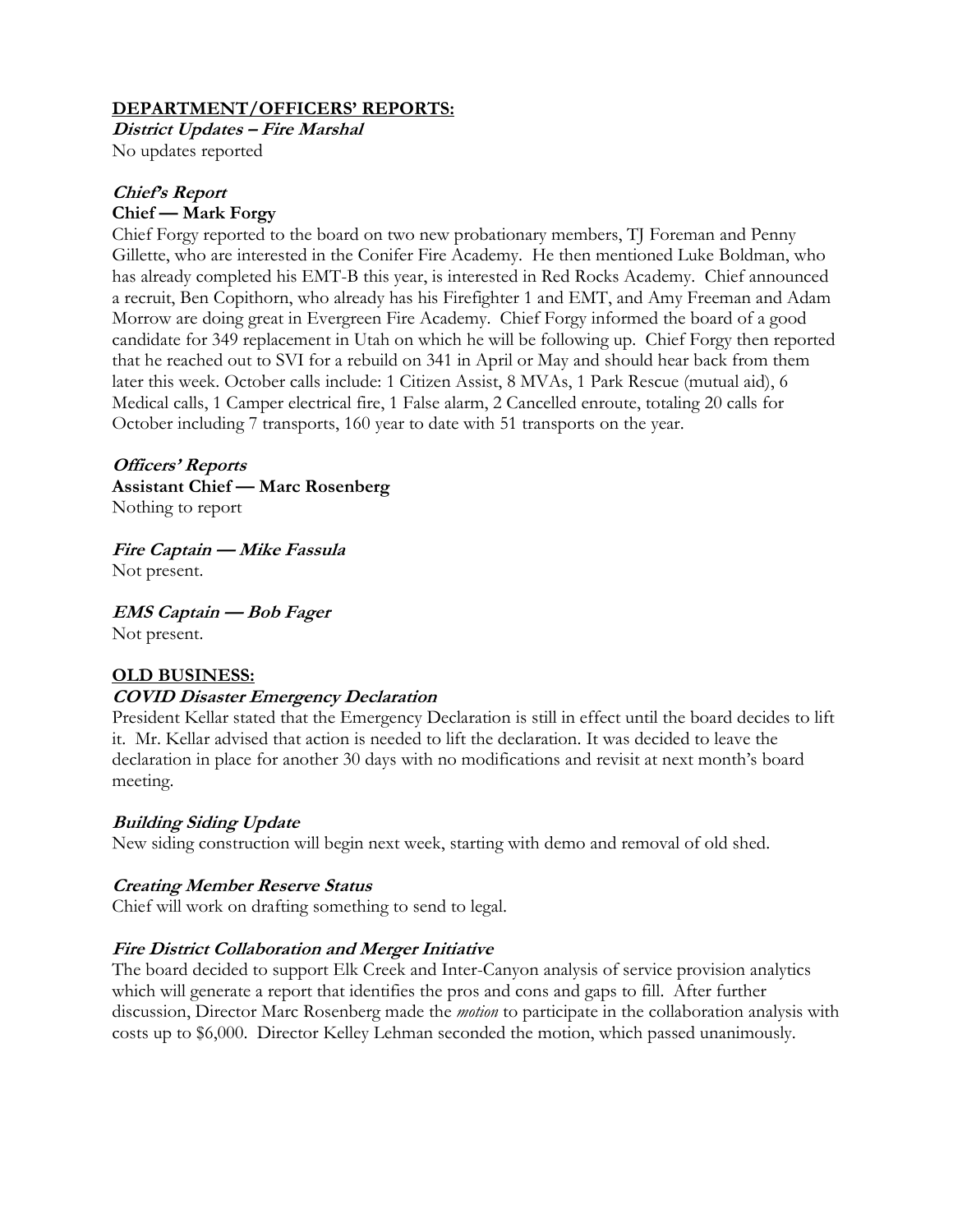## DEPARTMENT/OFFICERS' REPORTS:

***District Updates – Fire Marshal***

No updates reported

***Chief's Report***

**Chief — Mark Forgy**

Chief Forgy reported to the board on two new probationary members, TJ Foreman and Penny Gillette, who are interested in the Conifer Fire Academy. He then mentioned Luke Boldman, who has already completed his EMT-B this year, is interested in Red Rocks Academy. Chief announced a recruit, Ben Copithorn, who already has his Firefighter 1 and EMT, and Amy Freeman and Adam Morrow are doing great in Evergreen Fire Academy. Chief Forgy informed the board of a good candidate for 349 replacement in Utah on which he will be following up. Chief Forgy then reported that he reached out to SVI for a rebuild on 341 in April or May and should hear back from them later this week. October calls include: 1 Citizen Assist, 8 MVAs, 1 Park Rescue (mutual aid), 6 Medical calls, 1 Camper electrical fire, 1 False alarm, 2 Cancelled enroute, totaling 20 calls for October including 7 transports, 160 year to date with 51 transports on the year.

***Officers' Reports***

**Assistant Chief — Marc Rosenberg**

Nothing to report

***Fire Captain — Mike Fassula***

Not present.

***EMS Captain — Bob Fager***

Not present.

## OLD BUSINESS:

***COVID Disaster Emergency Declaration***

President Kellar stated that the Emergency Declaration is still in effect until the board decides to lift it. Mr. Kellar advised that action is needed to lift the declaration. It was decided to leave the declaration in place for another 30 days with no modifications and revisit at next month's board meeting.

***Building Siding Update***

New siding construction will begin next week, starting with demo and removal of old shed.

***Creating Member Reserve Status***

Chief will work on drafting something to send to legal.

***Fire District Collaboration and Merger Initiative***

The board decided to support Elk Creek and Inter-Canyon analysis of service provision analytics which will generate a report that identifies the pros and cons and gaps to fill. After further discussion, Director Marc Rosenberg made the *motion* to participate in the collaboration analysis with costs up to $6,000. Director Kelley Lehman seconded the motion, which passed unanimously.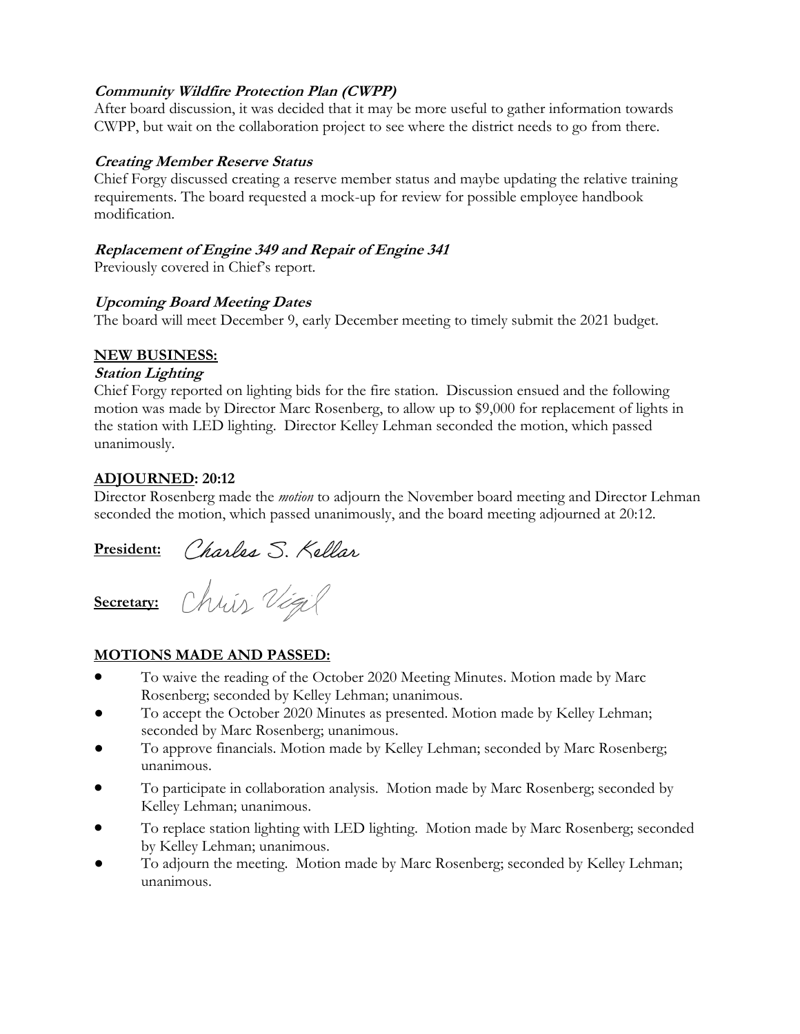***Community Wildfire Protection Plan (CWPP)***

After board discussion, it was decided that it may be more useful to gather information towards CWPP, but wait on the collaboration project to see where the district needs to go from there.

***Creating Member Reserve Status***

Chief Forgy discussed creating a reserve member status and maybe updating the relative training requirements. The board requested a mock-up for review for possible employee handbook modification.

***Replacement of Engine 349 and Repair of Engine 341***

Previously covered in Chief's report.

***Upcoming Board Meeting Dates***

The board will meet December 9, early December meeting to timely submit the 2021 budget.

## NEW BUSINESS:

***Station Lighting***

Chief Forgy reported on lighting bids for the fire station. Discussion ensued and the following motion was made by Director Marc Rosenberg, to allow up to $9,000 for replacement of lights in the station with LED lighting. Director Kelley Lehman seconded the motion, which passed unanimously.

## ADJOURNED: 20:12

Director Rosenberg made the *motion* to adjourn the November board meeting and Director Lehman seconded the motion, which passed unanimously, and the board meeting adjourned at 20:12.

**President:** Charles S. Kellar

**Secretary:** Chris Vigil

## MOTIONS MADE AND PASSED:

- To waive the reading of the October 2020 Meeting Minutes. Motion made by Marc Rosenberg; seconded by Kelley Lehman; unanimous.
- To accept the October 2020 Minutes as presented. Motion made by Kelley Lehman; seconded by Marc Rosenberg; unanimous.
- To approve financials. Motion made by Kelley Lehman; seconded by Marc Rosenberg; unanimous.
- To participate in collaboration analysis. Motion made by Marc Rosenberg; seconded by Kelley Lehman; unanimous.
- To replace station lighting with LED lighting. Motion made by Marc Rosenberg; seconded by Kelley Lehman; unanimous.
- To adjourn the meeting. Motion made by Marc Rosenberg; seconded by Kelley Lehman; unanimous.